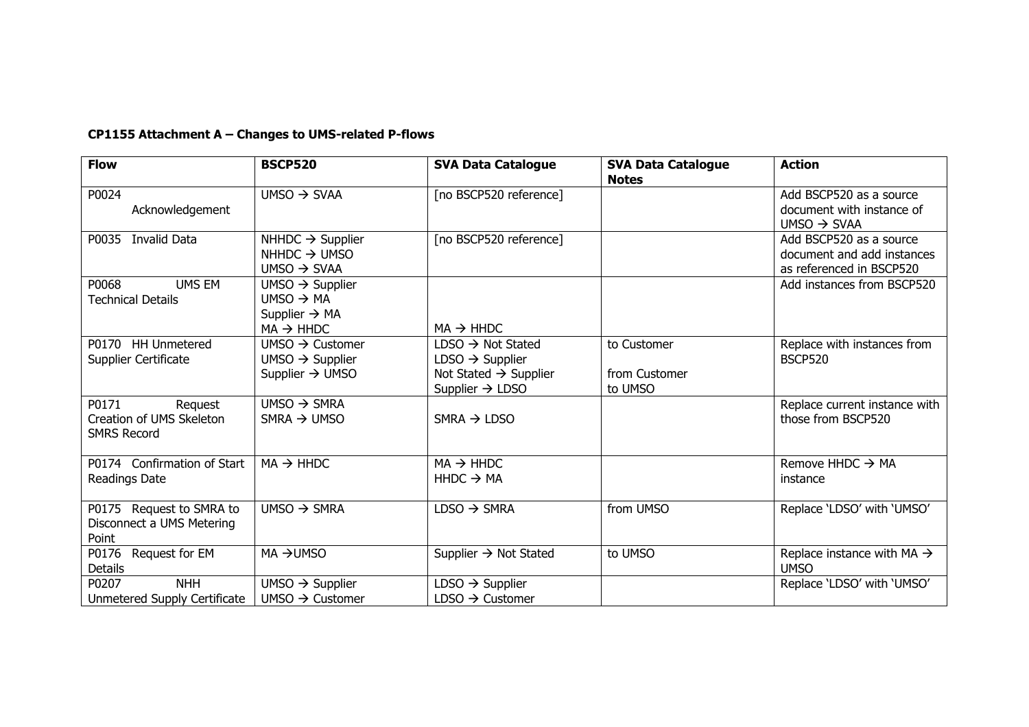**CP1155 Attachment A – Changes to UMS-related P-flows**

| Flow | BSCP520 | SVA Data Catalogue | SVA Data Catalogue Notes | Action |
|---|---|---|---|---|
| P0024 Acknowledgement | UMSO → SVAA | [no BSCP520 reference] | | Add BSCP520 as a source document with instance of UMSO → SVAA |
| P0035 Invalid Data | NHHDC → Supplier<br>NHHDC → UMSO<br>UMSO → SVAA | [no BSCP520 reference] | | Add BSCP520 as a source document and add instances as referenced in BSCP520 |
| P0068 UMS EM Technical Details | UMSO → Supplier<br>UMSO → MA<br>Supplier → MA<br>MA → HHDC | MA → HHDC | | Add instances from BSCP520 |
| P0170 HH Unmetered Supplier Certificate | UMSO → Customer<br>UMSO → Supplier<br>Supplier → UMSO | LDSO → Not Stated<br>LDSO → Supplier<br>Not Stated → Supplier<br>Supplier → LDSO | to Customer<br><br>from Customer<br>to UMSO | Replace with instances from BSCP520 |
| P0171 Request Creation of UMS Skeleton SMRS Record | UMSO → SMRA<br>SMRA → UMSO | SMRA → LDSO | | Replace current instance with those from BSCP520 |
| P0174 Confirmation of Start Readings Date | MA → HHDC | MA → HHDC<br>HHDC → MA | | Remove HHDC → MA instance |
| P0175 Request to SMRA to Disconnect a UMS Metering Point | UMSO → SMRA | LDSO → SMRA | from UMSO | Replace 'LDSO' with 'UMSO' |
| P0176 Request for EM Details | MA →UMSO | Supplier → Not Stated | to UMSO | Replace instance with MA → UMSO |
| P0207 NHH Unmetered Supply Certificate | UMSO → Supplier<br>UMSO → Customer | LDSO → Supplier<br>LDSO → Customer | | Replace 'LDSO' with 'UMSO' |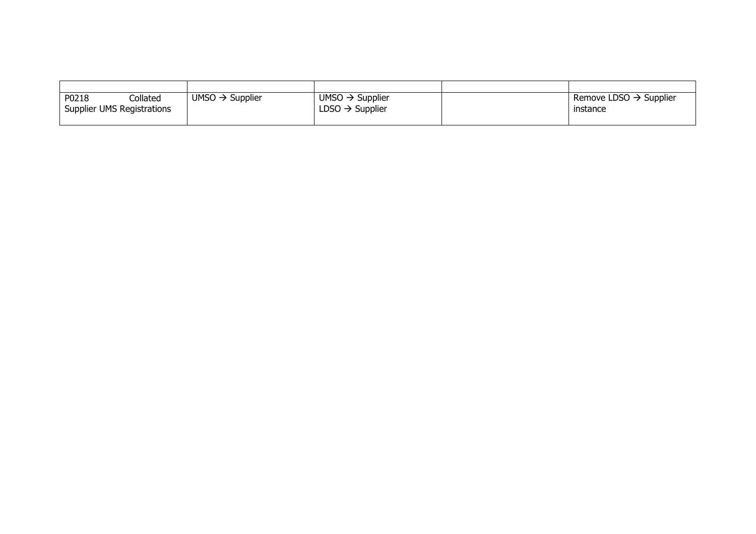| | | | | |
|---|---|---|---|---|
| P0218 Collated Supplier UMS Registrations | UMSO → Supplier | UMSO → Supplier<br>LDSO → Supplier | | Remove LDSO → Supplier instance |